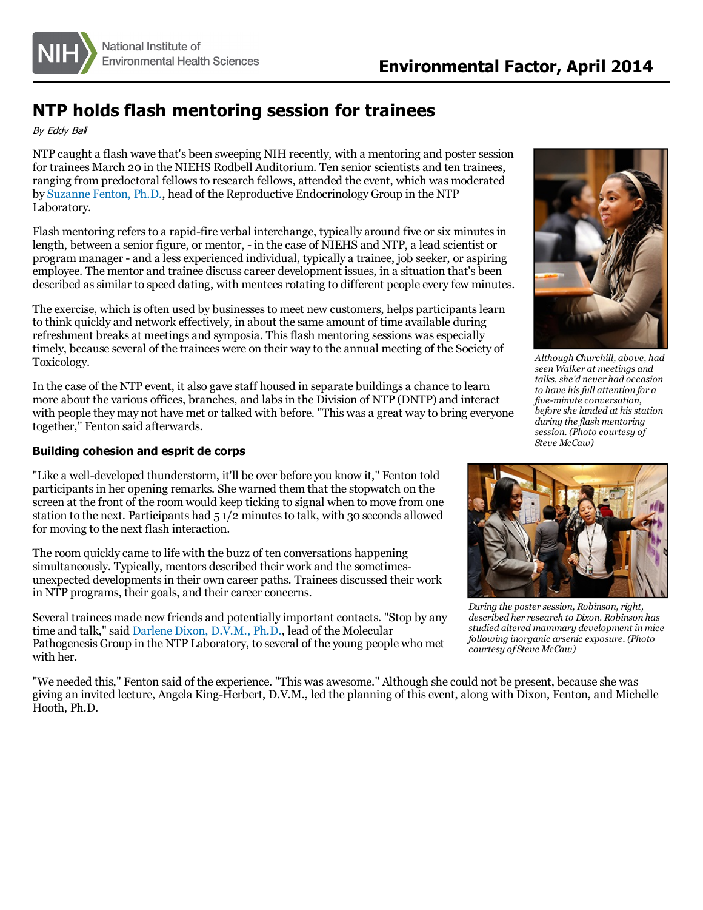# NTP holds flash mentoring session for trainees

*By Eddy Ball*

NTP caught a flash wave that's been sweeping NIH recently, with a mentoring and poster session for trainees March 20 in the NIEHS Rodbell Auditorium. Ten senior scientists and ten trainees, ranging from predoctoral fellows to research fellows, attended the event, which was moderated by Suzanne Fenton, Ph.D., head of the Reproductive Endocrinology Group in the NTP Laboratory.

Flash mentoring refers to a rapid-fire verbal interchange, typically around five or six minutes in length, between a senior figure, or mentor, - in the case of NIEHS and NTP, a lead scientist or program manager - and a less experienced individual, typically a trainee, job seeker, or aspiring employee. The mentor and trainee discuss career development issues, in a situation that's been described as similar to speed dating, with mentees rotating to different people every few minutes.

The exercise, which is often used by businesses to meet new customers, helps participants learn to think quickly and network effectively, in about the same amount of time available during refreshment breaks at meetings and symposia. This flash mentoring sessions was especially timely, because several of the trainees were on their way to the annual meeting of the Society of Toxicology.

*Although Churchill, above, had seen Walker at meetings and talks, she'd never had occasion to have his full attention for a five-minute conversation, before she landed at his station during the flash mentoring session. (Photo courtesy of Steve McCaw)*

In the case of the NTP event, it also gave staff housed in separate buildings a chance to learn more about the various offices, branches, and labs in the Division of NTP (DNTP) and interact with people they may not have met or talked with before. "This was a great way to bring everyone together," Fenton said afterwards.

### Building cohesion and esprit de corps

"Like a well-developed thunderstorm, it'll be over before you know it," Fenton told participants in her opening remarks. She warned them that the stopwatch on the screen at the front of the room would keep ticking to signal when to move from one station to the next. Participants had 5 1/2 minutes to talk, with 30 seconds allowed for moving to the next flash interaction.

The room quickly came to life with the buzz of ten conversations happening simultaneously. Typically, mentors described their work and the sometimes-unexpected developments in their own career paths. Trainees discussed their work in NTP programs, their goals, and their career concerns.

Several trainees made new friends and potentially important contacts. "Stop by any time and talk," said Darlene Dixon, D.V.M., Ph.D., lead of the Molecular Pathogenesis Group in the NTP Laboratory, to several of the young people who met with her.

*During the poster session, Robinson, right, described her research to Dixon. Robinson has studied altered mammary development in mice following inorganic arsenic exposure. (Photo courtesy of Steve McCaw)*

"We needed this," Fenton said of the experience. "This was awesome." Although she could not be present, because she was giving an invited lecture, Angela King-Herbert, D.V.M., led the planning of this event, along with Dixon, Fenton, and Michelle Hooth, Ph.D.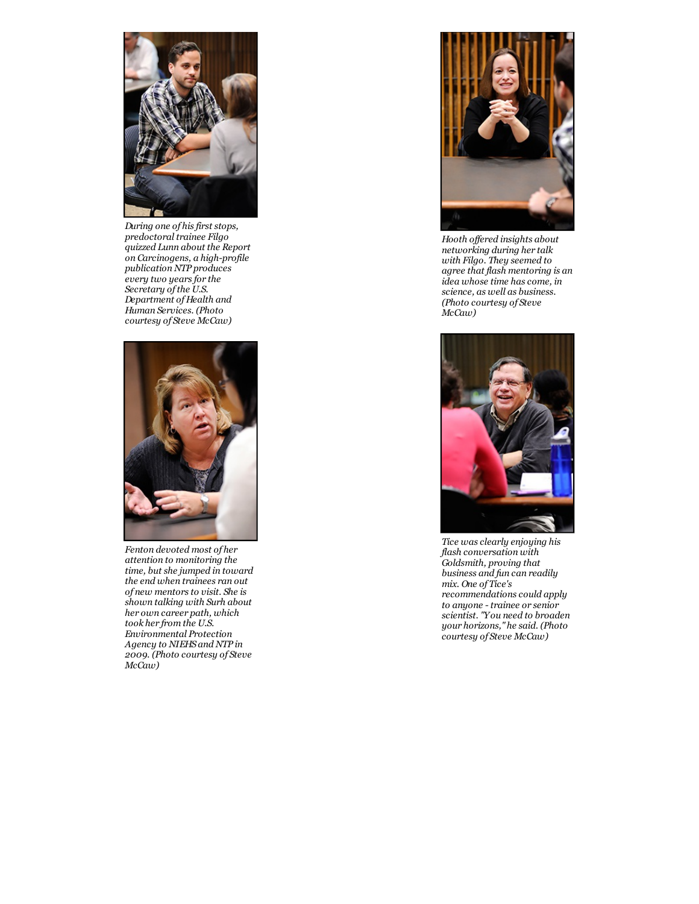*During one of his first stops, predoctoral trainee Filgo quizzed Lunn about the Report on Carcinogens, a high-profile publication NTP produces every two years for the Secretary of the U.S. Department of Health and Human Services. (Photo courtesy of Steve McCaw)*

*Hooth offered insights about networking during her talk with Filgo. They seemed to agree that flash mentoring is an idea whose time has come, in science, as well as business. (Photo courtesy of Steve McCaw)*

*Fenton devoted most of her attention to monitoring the time, but she jumped in toward the end when trainees ran out of new mentors to visit. She is shown talking with Surh about her own career path, which took her from the U.S. Environmental Protection Agency to NIEHS and NTP in 2009. (Photo courtesy of Steve McCaw)*

*Tice was clearly enjoying his flash conversation with Goldsmith, proving that business and fun can readily mix. One of Tice's recommendations could apply to anyone - trainee or senior scientist. "You need to broaden your horizons," he said. (Photo courtesy of Steve McCaw)*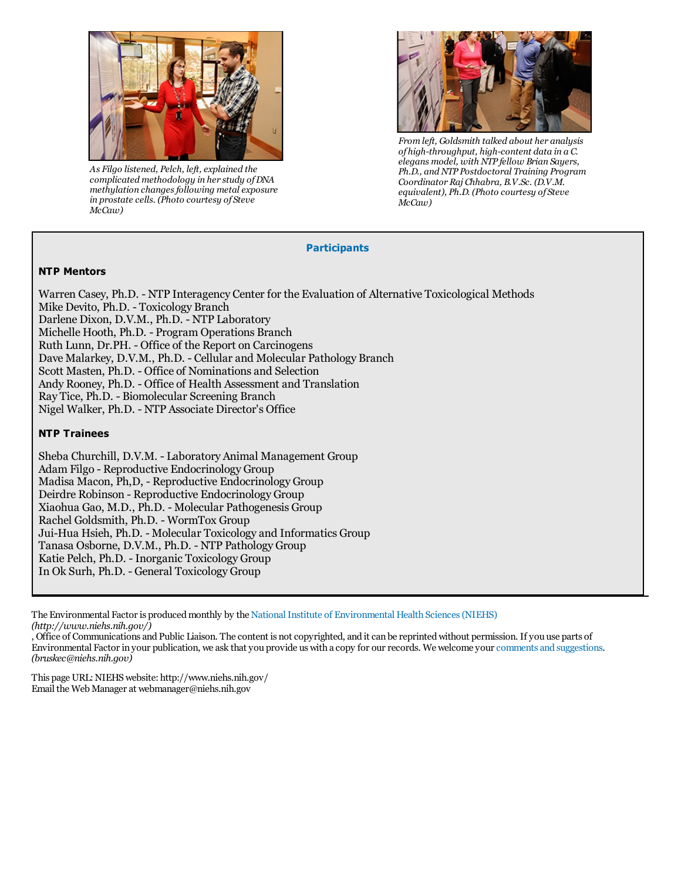As Filgo listened, Pelch, left, explained the complicated methodology in her study of DNA methylation changes following metal exposure in prostate cells. (Photo courtesy of Steve McCaw)

From left, Goldsmith talked about her analysis of high-throughput, high-content data in a C. elegans model, with NTP fellow Brian Sayers, Ph.D., and NTP Postdoctoral Training Program Coordinator Raj Chhabra, B.V.Sc. (D.V.M. equivalent), Ph.D. (Photo courtesy of Steve McCaw)

## Participants

**NTP Mentors**

Warren Casey, Ph.D. - NTP Interagency Center for the Evaluation of Alternative Toxicological Methods
Mike Devito, Ph.D. - Toxicology Branch
Darlene Dixon, D.V.M., Ph.D. - NTP Laboratory
Michelle Hooth, Ph.D. - Program Operations Branch
Ruth Lunn, Dr.PH. - Office of the Report on Carcinogens
Dave Malarkey, D.V.M., Ph.D. - Cellular and Molecular Pathology Branch
Scott Masten, Ph.D. - Office of Nominations and Selection
Andy Rooney, Ph.D. - Office of Health Assessment and Translation
Ray Tice, Ph.D. - Biomolecular Screening Branch
Nigel Walker, Ph.D. - NTP Associate Director's Office

**NTP Trainees**

Sheba Churchill, D.V.M. - Laboratory Animal Management Group
Adam Filgo - Reproductive Endocrinology Group
Madisa Macon, Ph,D, - Reproductive Endocrinology Group
Deirdre Robinson - Reproductive Endocrinology Group
Xiaohua Gao, M.D., Ph.D. - Molecular Pathogenesis Group
Rachel Goldsmith, Ph.D. - WormTox Group
Jui-Hua Hsieh, Ph.D. - Molecular Toxicology and Informatics Group
Tanasa Osborne, D.V.M., Ph.D. - NTP Pathology Group
Katie Pelch, Ph.D. - Inorganic Toxicology Group
In Ok Surh, Ph.D. - General Toxicology Group

The Environmental Factor is produced monthly by the National Institute of Environmental Health Sciences (NIEHS) *(http://www.niehs.nih.gov/)*
, Office of Communications and Public Liaison. The content is not copyrighted, and it can be reprinted without permission. If you use parts of Environmental Factor in your publication, we ask that you provide us with a copy for our records. We welcome your comments and suggestions. *(bruskec@niehs.nih.gov)*

This page URL: NIEHS website: http://www.niehs.nih.gov/
Email the Web Manager at webmanager@niehs.nih.gov